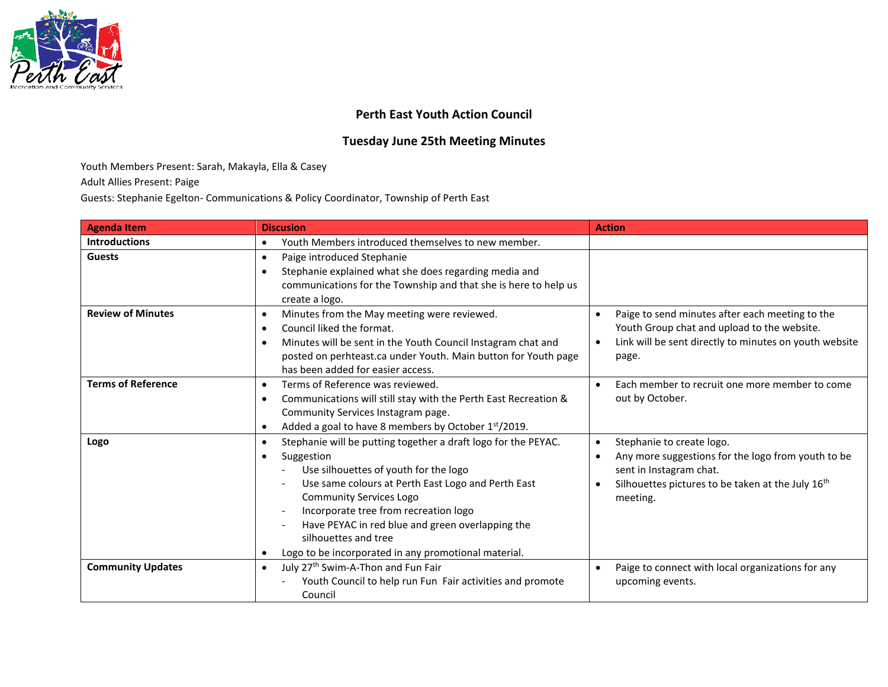# Perth East Youth Action Council

## Tuesday June 25th Meeting Minutes

Youth Members Present: Sarah, Makayla, Ella & Casey

Adult Allies Present: Paige

Guests: Stephanie Egelton- Communications & Policy Coordinator, Township of Perth East

| Agenda Item | Discusion | Action |
|---|---|---|
| **Introductions** | • Youth Members introduced themselves to new member. | |
| **Guests** | • Paige introduced Stephanie<br>• Stephanie explained what she does regarding media and communications for the Township and that she is here to help us create a logo. | |
| **Review of Minutes** | • Minutes from the May meeting were reviewed.<br>• Council liked the format.<br>• Minutes will be sent in the Youth Council Instagram chat and posted on perhteast.ca under Youth. Main button for Youth page has been added for easier access. | • Paige to send minutes after each meeting to the Youth Group chat and upload to the website.<br>• Link will be sent directly to minutes on youth website page. |
| **Terms of Reference** | • Terms of Reference was reviewed.<br>• Communications will still stay with the Perth East Recreation & Community Services Instagram page.<br>• Added a goal to have 8 members by October 1st/2019. | • Each member to recruit one more member to come out by October. |
| **Logo** | • Stephanie will be putting together a draft logo for the PEYAC.<br>• Suggestion<br>  - Use silhouettes of youth for the logo<br>  - Use same colours at Perth East Logo and Perth East Community Services Logo<br>  - Incorporate tree from recreation logo<br>  - Have PEYAC in red blue and green overlapping the silhouettes and tree<br>• Logo to be incorporated in any promotional material. | • Stephanie to create logo.<br>• Any more suggestions for the logo from youth to be sent in Instagram chat.<br>• Silhouettes pictures to be taken at the July 16th meeting. |
| **Community Updates** | • July 27th Swim-A-Thon and Fun Fair<br>  - Youth Council to help run Fun Fair activities and promote Council | • Paige to connect with local organizations for any upcoming events. |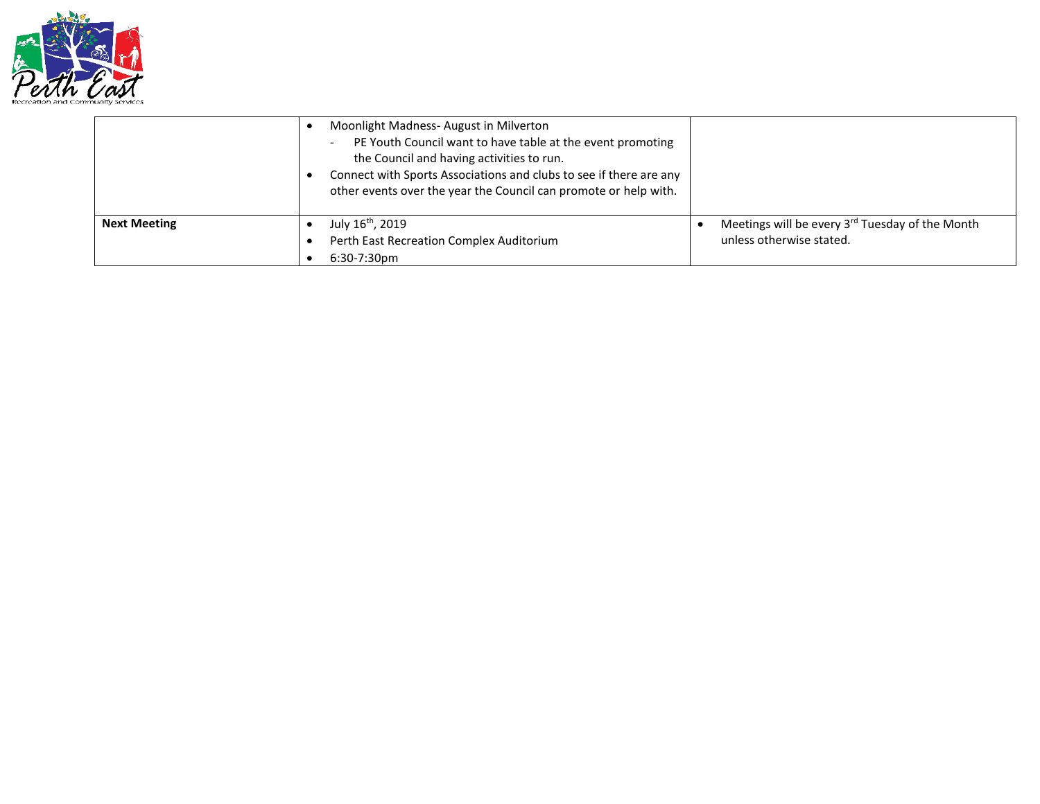| | | |
|---|---|---|
| | • Moonlight Madness- August in Milverton<br>- PE Youth Council want to have table at the event promoting the Council and having activities to run.<br>• Connect with Sports Associations and clubs to see if there are any other events over the year the Council can promote or help with. | |
| **Next Meeting** | • July 16th, 2019<br>• Perth East Recreation Complex Auditorium<br>• 6:30-7:30pm | • Meetings will be every 3rd Tuesday of the Month unless otherwise stated. |